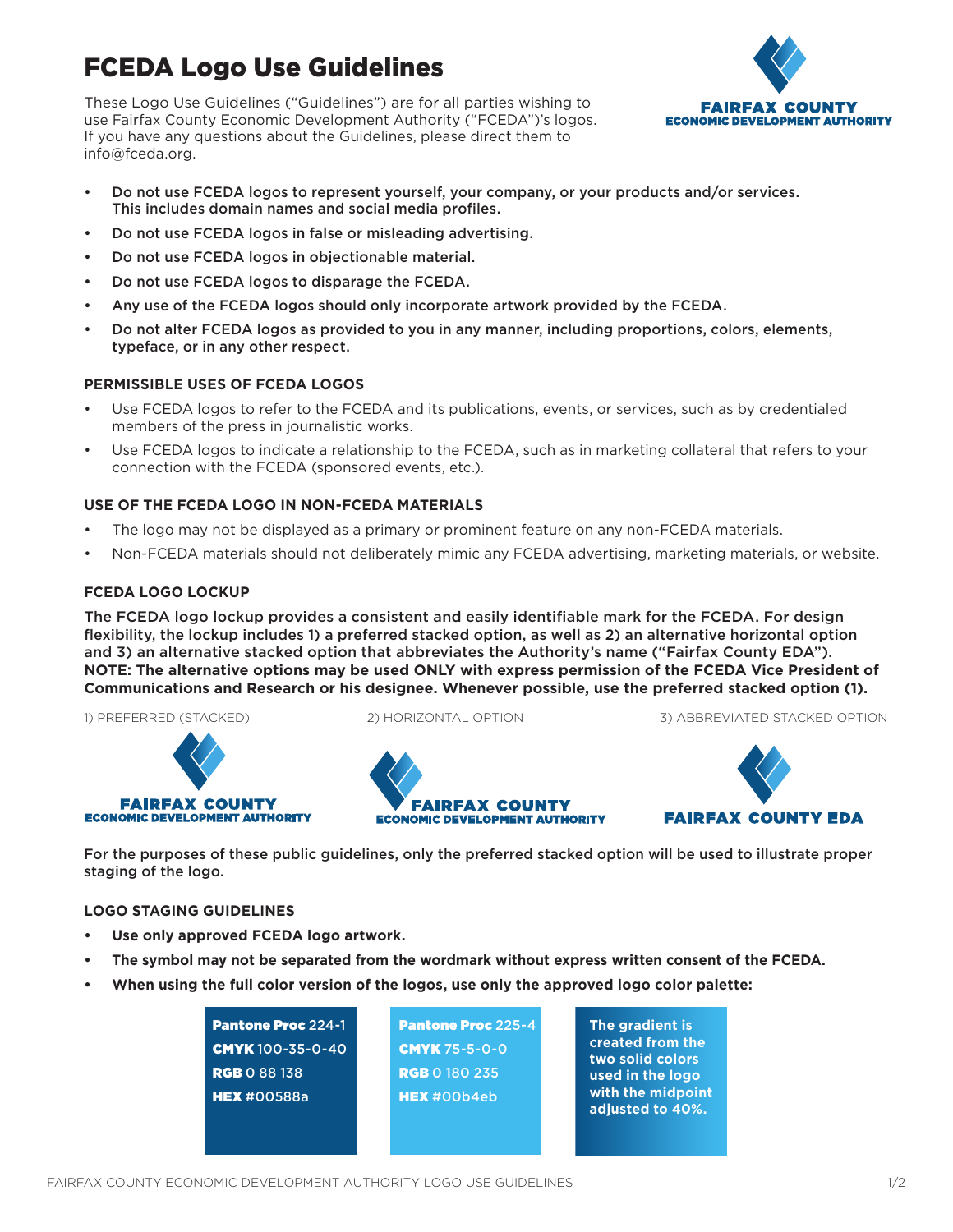# FCEDA Logo Use Guidelines

These Logo Use Guidelines ("Guidelines") are for all parties wishing to use Fairfax County Economic Development Authority ("FCEDA")'s logos. If you have any questions about the Guidelines, please direct them to info@fceda.org.

FAIRFAX COUNTY
ECONOMIC DEVELOPMENT AUTHORITY

- Do not use FCEDA logos to represent yourself, your company, or your products and/or services. This includes domain names and social media profiles.
- Do not use FCEDA logos in false or misleading advertising.
- Do not use FCEDA logos in objectionable material.
- Do not use FCEDA logos to disparage the FCEDA.
- Any use of the FCEDA logos should only incorporate artwork provided by the FCEDA.
- Do not alter FCEDA logos as provided to you in any manner, including proportions, colors, elements, typeface, or in any other respect.

### PERMISSIBLE USES OF FCEDA LOGOS

- Use FCEDA logos to refer to the FCEDA and its publications, events, or services, such as by credentialed members of the press in journalistic works.
- Use FCEDA logos to indicate a relationship to the FCEDA, such as in marketing collateral that refers to your connection with the FCEDA (sponsored events, etc.).

### USE OF THE FCEDA LOGO IN NON-FCEDA MATERIALS

- The logo may not be displayed as a primary or prominent feature on any non-FCEDA materials.
- Non-FCEDA materials should not deliberately mimic any FCEDA advertising, marketing materials, or website.

### FCEDA LOGO LOCKUP

**The FCEDA logo lockup provides a consistent and easily identifiable mark for the FCEDA. For design flexibility, the lockup includes 1) a preferred stacked option, as well as 2) an alternative horizontal option and 3) an alternative stacked option that abbreviates the Authority's name ("Fairfax County EDA"). NOTE: The alternative options may be used ONLY with express permission of the FCEDA Vice President of Communications and Research or his designee. Whenever possible, use the preferred stacked option (1).**

1) PREFERRED (STACKED)

FAIRFAX COUNTY
ECONOMIC DEVELOPMENT AUTHORITY

2) HORIZONTAL OPTION

FAIRFAX COUNTY
ECONOMIC DEVELOPMENT AUTHORITY

3) ABBREVIATED STACKED OPTION

FAIRFAX COUNTY EDA

**For the purposes of these public guidelines, only the preferred stacked option will be used to illustrate proper staging of the logo.**

### LOGO STAGING GUIDELINES

- **Use only approved FCEDA logo artwork.**
- **The symbol may not be separated from the wordmark without express written consent of the FCEDA.**
- **When using the full color version of the logos, use only the approved logo color palette:**

| | | |
|---|---|---|
| **Pantone Proc** 224-1<br>**CMYK** 100-35-0-40<br>**RGB** 0 88 138<br>**HEX** #00588a | **Pantone Proc** 225-4<br>**CMYK** 75-5-0-0<br>**RGB** 0 180 235<br>**HEX** #00b4eb | **The gradient is created from the two solid colors used in the logo with the midpoint adjusted to 40%.** |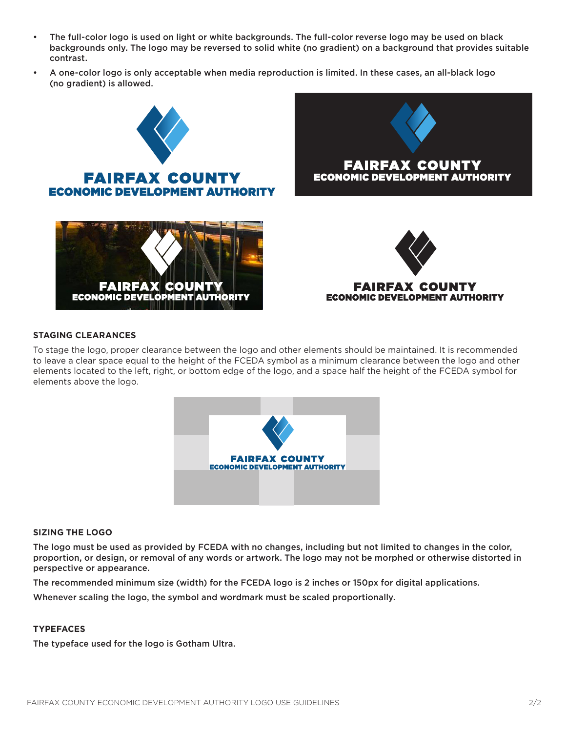- The full-color logo is used on light or white backgrounds. The full-color reverse logo may be used on black backgrounds only. The logo may be reversed to solid white (no gradient) on a background that provides suitable contrast.
- A one-color logo is only acceptable when media reproduction is limited. In these cases, an all-black logo (no gradient) is allowed.

FAIRFAX COUNTY
ECONOMIC DEVELOPMENT AUTHORITY

FAIRFAX COUNTY
ECONOMIC DEVELOPMENT AUTHORITY

FAIRFAX COUNTY
ECONOMIC DEVELOPMENT AUTHORITY

FAIRFAX COUNTY
ECONOMIC DEVELOPMENT AUTHORITY

### STAGING CLEARANCES

To stage the logo, proper clearance between the logo and other elements should be maintained. It is recommended to leave a clear space equal to the height of the FCEDA symbol as a minimum clearance between the logo and other elements located to the left, right, or bottom edge of the logo, and a space half the height of the FCEDA symbol for elements above the logo.

FAIRFAX COUNTY
ECONOMIC DEVELOPMENT AUTHORITY

### SIZING THE LOGO

The logo must be used as provided by FCEDA with no changes, including but not limited to changes in the color, proportion, or design, or removal of any words or artwork. The logo may not be morphed or otherwise distorted in perspective or appearance.

The recommended minimum size (width) for the FCEDA logo is 2 inches or 150px for digital applications.

Whenever scaling the logo, the symbol and wordmark must be scaled proportionally.

### TYPEFACES

The typeface used for the logo is Gotham Ultra.